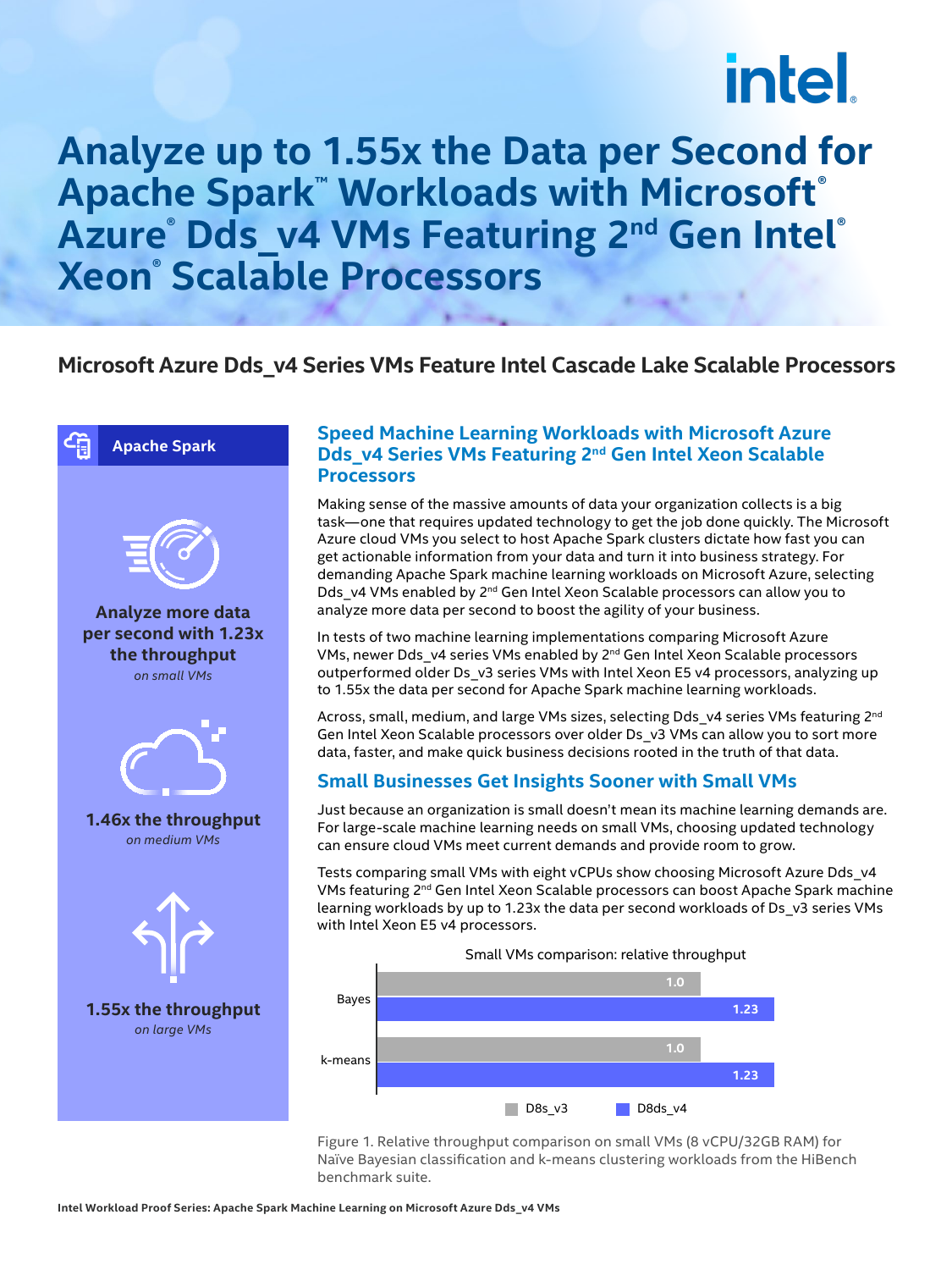# Analyze up to 1.55x the Data per Second for Apache Spark™ Workloads with Microsoft® Azure® Dds_v4 VMs Featuring 2nd Gen Intel® Xeon® Scalable Processors

## Microsoft Azure Dds_v4 Series VMs Feature Intel Cascade Lake Scalable Processors

**Apache Spark**

**Analyze more data per second with 1.23x the throughput**
*on small VMs*

**1.46x the throughput**
*on medium VMs*

**1.55x the throughput**
*on large VMs*

### Speed Machine Learning Workloads with Microsoft Azure Dds_v4 Series VMs Featuring 2nd Gen Intel Xeon Scalable Processors

Making sense of the massive amounts of data your organization collects is a big task—one that requires updated technology to get the job done quickly. The Microsoft Azure cloud VMs you select to host Apache Spark clusters dictate how fast you can get actionable information from your data and turn it into business strategy. For demanding Apache Spark machine learning workloads on Microsoft Azure, selecting Dds_v4 VMs enabled by 2nd Gen Intel Xeon Scalable processors can allow you to analyze more data per second to boost the agility of your business.

In tests of two machine learning implementations comparing Microsoft Azure VMs, newer Dds_v4 series VMs enabled by 2nd Gen Intel Xeon Scalable processors outperformed older Ds_v3 series VMs with Intel Xeon E5 v4 processors, analyzing up to 1.55x the data per second for Apache Spark machine learning workloads.

Across, small, medium, and large VMs sizes, selecting Dds_v4 series VMs featuring 2nd Gen Intel Xeon Scalable processors over older Ds_v3 VMs can allow you to sort more data, faster, and make quick business decisions rooted in the truth of that data.

### Small Businesses Get Insights Sooner with Small VMs

Just because an organization is small doesn't mean its machine learning demands are. For large-scale machine learning needs on small VMs, choosing updated technology can ensure cloud VMs meet current demands and provide room to grow.

Tests comparing small VMs with eight vCPUs show choosing Microsoft Azure Dds_v4 VMs featuring 2nd Gen Intel Xeon Scalable processors can boost Apache Spark machine learning workloads by up to 1.23x the data per second workloads of Ds_v3 series VMs with Intel Xeon E5 v4 processors.

Small VMs comparison: relative throughput

| Workload | D8s_v3 | D8ds_v4 |
| --- | --- | --- |
| Bayes | 1.0 | 1.23 |
| k-means | 1.0 | 1.23 |

Figure 1. Relative throughput comparison on small VMs (8 vCPU/32GB RAM) for Naïve Bayesian classification and k-means clustering workloads from the HiBench benchmark suite.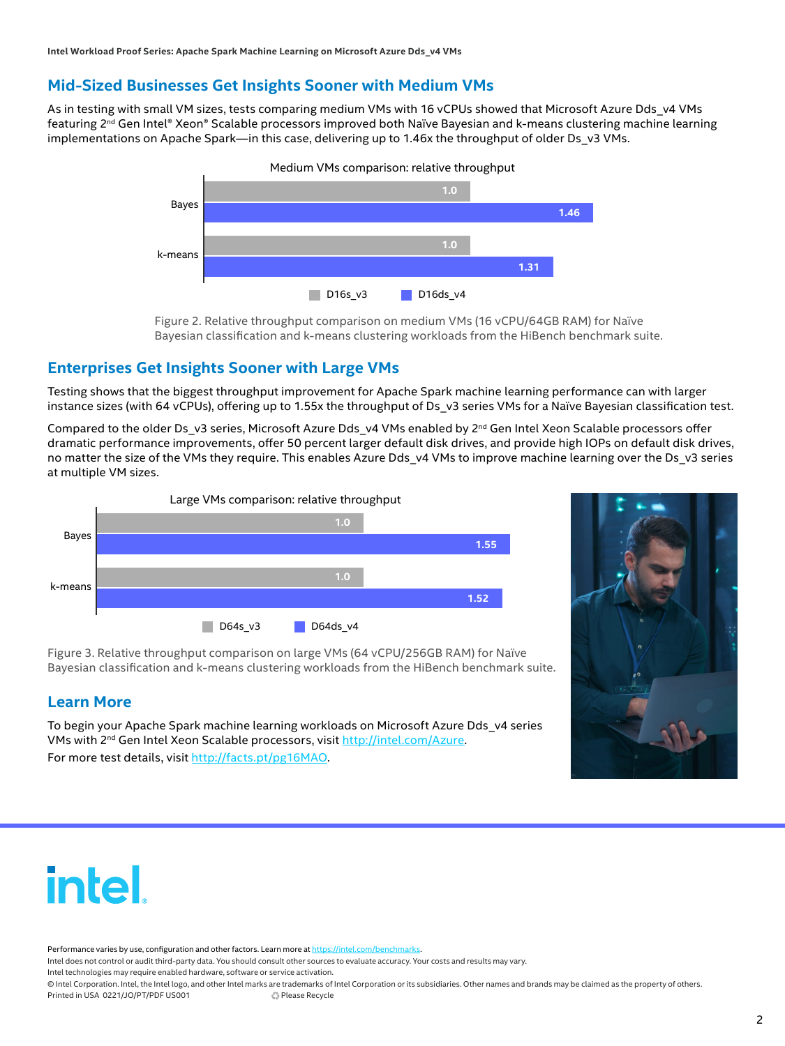## Mid-Sized Businesses Get Insights Sooner with Medium VMs

As in testing with small VM sizes, tests comparing medium VMs with 16 vCPUs showed that Microsoft Azure Dds_v4 VMs featuring 2nd Gen Intel® Xeon® Scalable processors improved both Naïve Bayesian and k-means clustering machine learning implementations on Apache Spark—in this case, delivering up to 1.46x the throughput of older Ds_v3 VMs.

Medium VMs comparison: relative throughput

Bayes
1.0
1.46

k-means
1.0
1.31

D16s_v3
D16ds_v4

Figure 2. Relative throughput comparison on medium VMs (16 vCPU/64GB RAM) for Naïve Bayesian classification and k-means clustering workloads from the HiBench benchmark suite.

## Enterprises Get Insights Sooner with Large VMs

Testing shows that the biggest throughput improvement for Apache Spark machine learning performance can with larger instance sizes (with 64 vCPUs), offering up to 1.55x the throughput of Ds_v3 series VMs for a Naïve Bayesian classification test.

Compared to the older Ds_v3 series, Microsoft Azure Dds_v4 VMs enabled by 2nd Gen Intel Xeon Scalable processors offer dramatic performance improvements, offer 50 percent larger default disk drives, and provide high IOPs on default disk drives, no matter the size of the VMs they require. This enables Azure Dds_v4 VMs to improve machine learning over the Ds_v3 series at multiple VM sizes.

Large VMs comparison: relative throughput

Bayes
1.0
1.55

k-means
1.0
1.52

D64s_v3
D64ds_v4

Figure 3. Relative throughput comparison on large VMs (64 vCPU/256GB RAM) for Naïve Bayesian classification and k-means clustering workloads from the HiBench benchmark suite.

## Learn More

To begin your Apache Spark machine learning workloads on Microsoft Azure Dds_v4 series VMs with 2nd Gen Intel Xeon Scalable processors, visit http://intel.com/Azure.

For more test details, visit http://facts.pt/pg16MAO.

Performance varies by use, configuration and other factors. Learn more at https://intel.com/benchmarks.

Intel does not control or audit third-party data. You should consult other sources to evaluate accuracy. Your costs and results may vary.

Intel technologies may require enabled hardware, software or service activation.

© Intel Corporation. Intel, the Intel logo, and other Intel marks are trademarks of Intel Corporation or its subsidiaries. Other names and brands may be claimed as the property of others.

Printed in USA 0221/JO/PT/PDF US001 Please Recycle